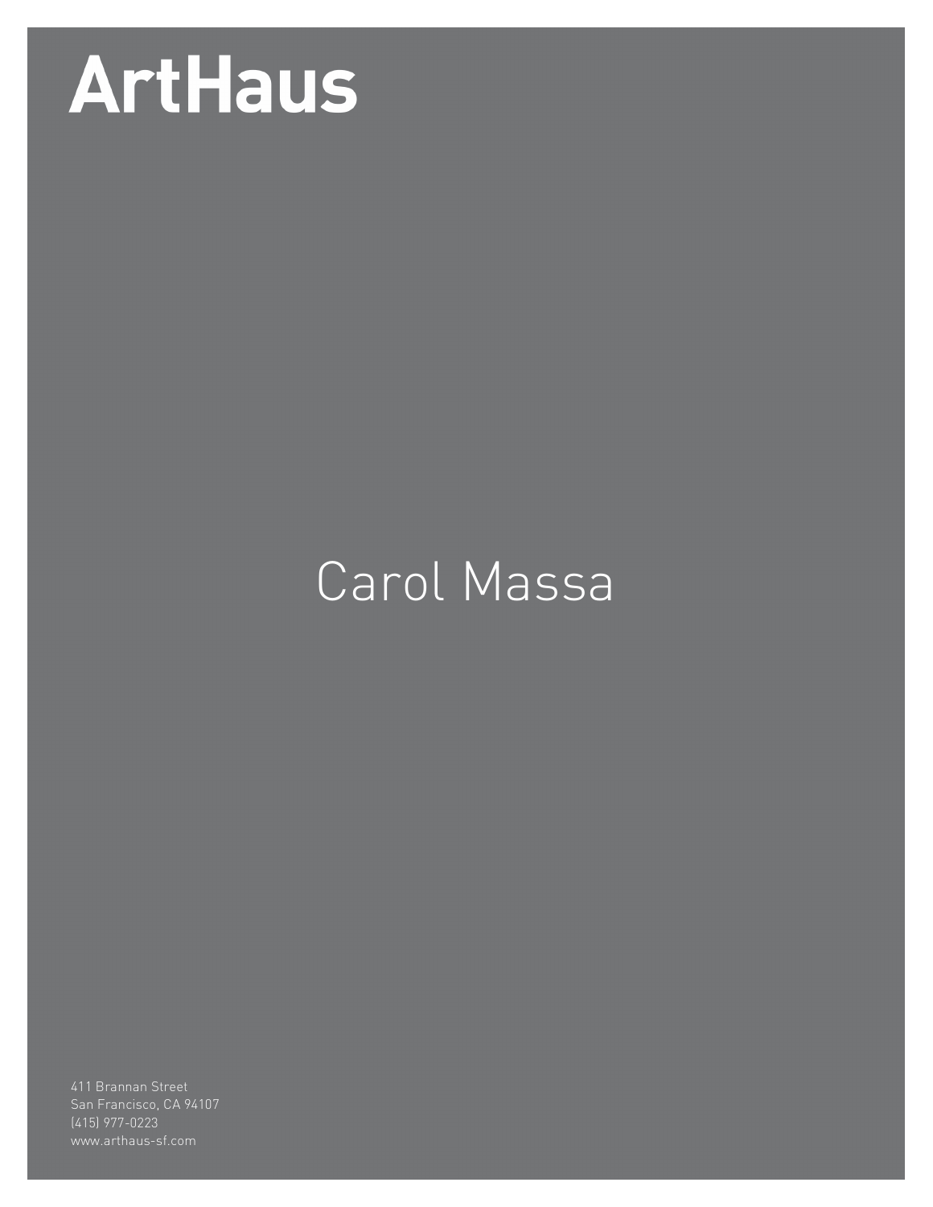# ArtHaus

## Carol Massa

411 Brannan Street
San Francisco, CA 94107
(415) 977-0223
www.arthaus-sf.com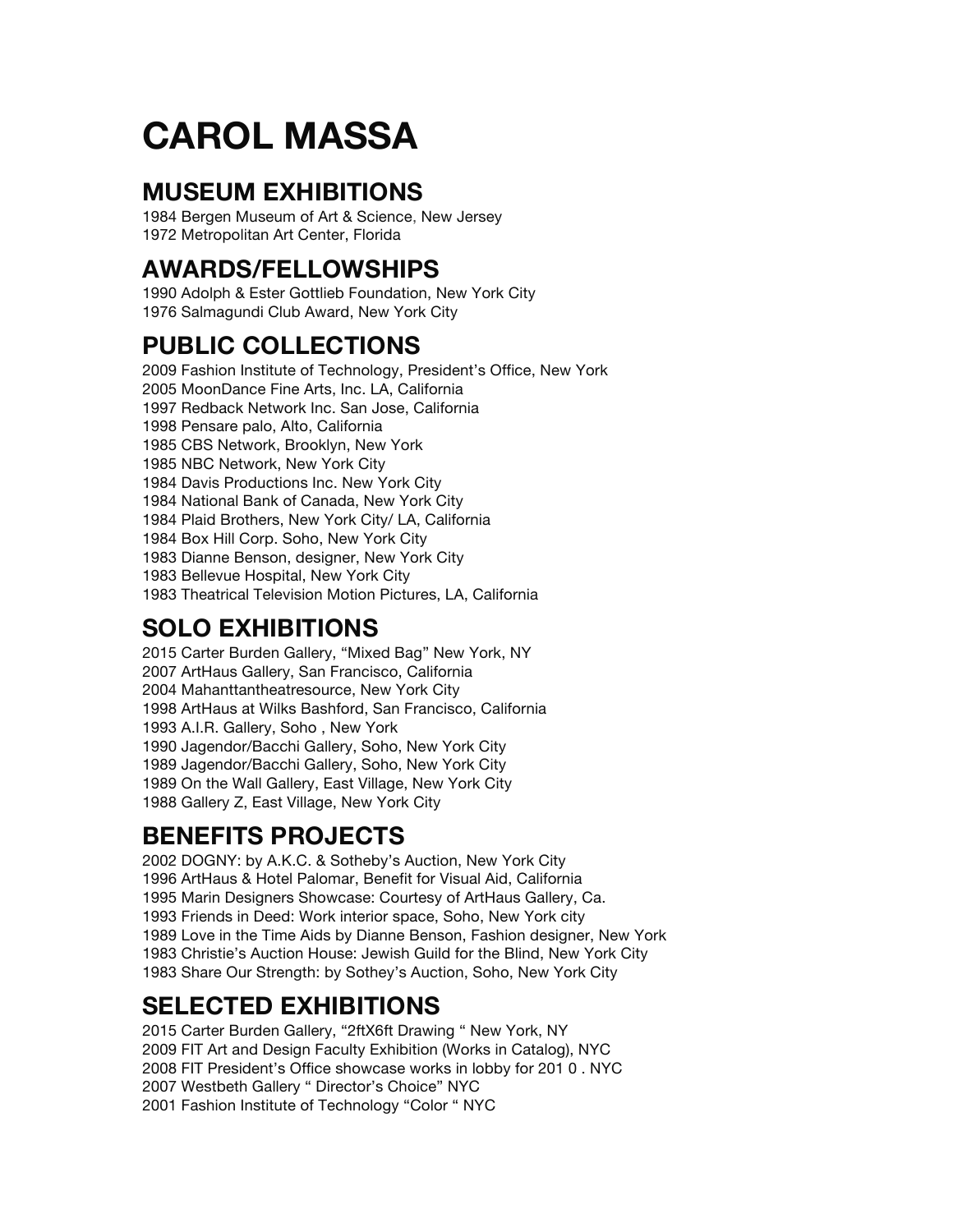# CAROL MASSA

## MUSEUM EXHIBITIONS

1984 Bergen Museum of Art & Science, New Jersey
1972 Metropolitan Art Center, Florida

## AWARDS/FELLOWSHIPS

1990 Adolph & Ester Gottlieb Foundation, New York City
1976 Salmagundi Club Award, New York City

## PUBLIC COLLECTIONS

2009 Fashion Institute of Technology, President's Office, New York
2005 MoonDance Fine Arts, Inc. LA, California
1997 Redback Network Inc. San Jose, California
1998 Pensare palo, Alto, California
1985 CBS Network, Brooklyn, New York
1985 NBC Network, New York City
1984 Davis Productions Inc. New York City
1984 National Bank of Canada, New York City
1984 Plaid Brothers, New York City/ LA, California
1984 Box Hill Corp. Soho, New York City
1983 Dianne Benson, designer, New York City
1983 Bellevue Hospital, New York City
1983 Theatrical Television Motion Pictures, LA, California

## SOLO EXHIBITIONS

2015 Carter Burden Gallery, "Mixed Bag" New York, NY
2007 ArtHaus Gallery, San Francisco, California
2004 Mahanttantheatresource, New York City
1998 ArtHaus at Wilks Bashford, San Francisco, California
1993 A.I.R. Gallery, Soho , New York
1990 Jagendor/Bacchi Gallery, Soho, New York City
1989 Jagendor/Bacchi Gallery, Soho, New York City
1989 On the Wall Gallery, East Village, New York City
1988 Gallery Z, East Village, New York City

## BENEFITS PROJECTS

2002 DOGNY: by A.K.C. & Sotheby's Auction, New York City
1996 ArtHaus & Hotel Palomar, Benefit for Visual Aid, California
1995 Marin Designers Showcase: Courtesy of ArtHaus Gallery, Ca.
1993 Friends in Deed: Work interior space, Soho, New York city
1989 Love in the Time Aids by Dianne Benson, Fashion designer, New York
1983 Christie's Auction House: Jewish Guild for the Blind, New York City
1983 Share Our Strength: by Sothey's Auction, Soho, New York City

## SELECTED EXHIBITIONS

2015 Carter Burden Gallery, "2ftX6ft Drawing " New York, NY
2009 FIT Art and Design Faculty Exhibition (Works in Catalog), NYC
2008 FIT President's Office showcase works in lobby for 201 0 . NYC
2007 Westbeth Gallery " Director's Choice" NYC
2001 Fashion Institute of Technology "Color " NYC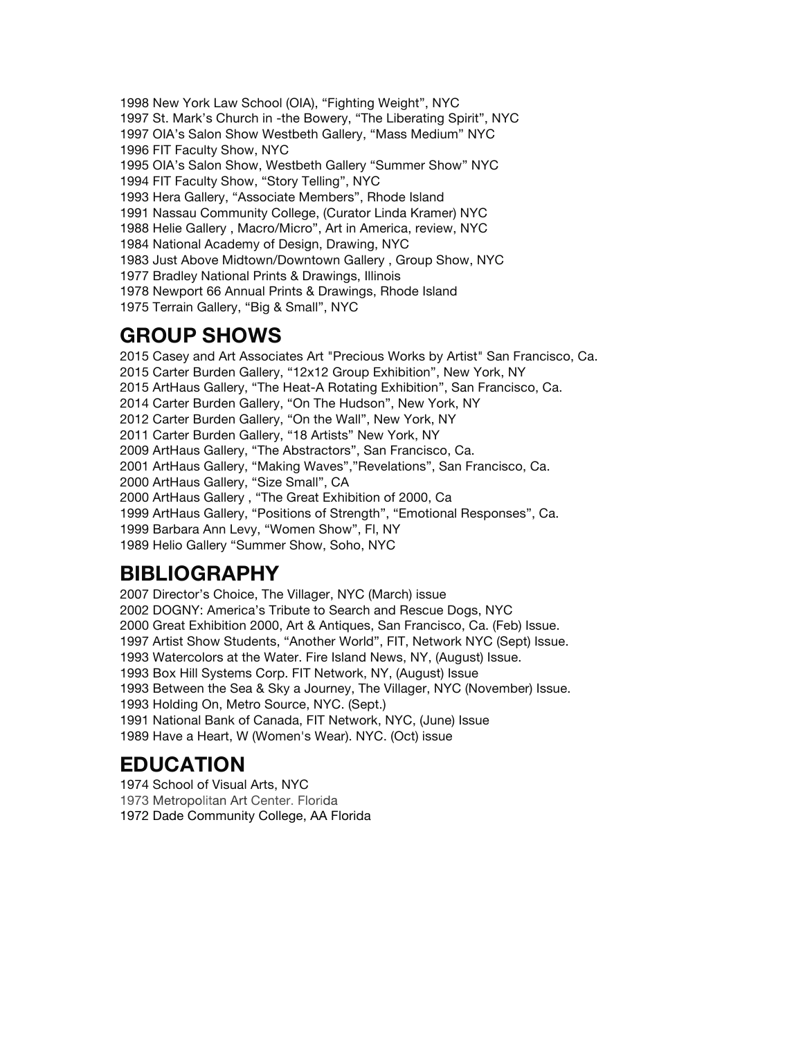1998 New York Law School (OIA), “Fighting Weight”, NYC
1997 St. Mark’s Church in -the Bowery, “The Liberating Spirit”, NYC
1997 OIA’s Salon Show Westbeth Gallery, “Mass Medium” NYC
1996 FIT Faculty Show, NYC
1995 OIA’s Salon Show, Westbeth Gallery “Summer Show” NYC
1994 FIT Faculty Show, “Story Telling”, NYC
1993 Hera Gallery, “Associate Members”, Rhode Island
1991 Nassau Community College, (Curator Linda Kramer) NYC
1988 Helie Gallery , Macro/Micro”, Art in America, review, NYC
1984 National Academy of Design, Drawing, NYC
1983 Just Above Midtown/Downtown Gallery , Group Show, NYC
1977 Bradley National Prints & Drawings, Illinois
1978 Newport 66 Annual Prints & Drawings, Rhode Island
1975 Terrain Gallery, “Big & Small”, NYC

## GROUP SHOWS

2015 Casey and Art Associates Art "Precious Works by Artist" San Francisco, Ca.
2015 Carter Burden Gallery, “12x12 Group Exhibition”, New York, NY
2015 ArtHaus Gallery, “The Heat-A Rotating Exhibition”, San Francisco, Ca.
2014 Carter Burden Gallery, “On The Hudson”, New York, NY
2012 Carter Burden Gallery, “On the Wall”, New York, NY
2011 Carter Burden Gallery, “18 Artists” New York, NY
2009 ArtHaus Gallery, “The Abstractors”, San Francisco, Ca.
2001 ArtHaus Gallery, “Making Waves”,”Revelations”, San Francisco, Ca.
2000 ArtHaus Gallery, “Size Small”, CA
2000 ArtHaus Gallery , “The Great Exhibition of 2000, Ca
1999 ArtHaus Gallery, “Positions of Strength”, “Emotional Responses”, Ca.
1999 Barbara Ann Levy, “Women Show”, Fl, NY
1989 Helio Gallery “Summer Show, Soho, NYC

## BIBLIOGRAPHY

2007 Director’s Choice, The Villager, NYC (March) issue
2002 DOGNY: America’s Tribute to Search and Rescue Dogs, NYC
2000 Great Exhibition 2000, Art & Antiques, San Francisco, Ca. (Feb) Issue.
1997 Artist Show Students, “Another World”, FIT, Network NYC (Sept) Issue.
1993 Watercolors at the Water. Fire Island News, NY, (August) Issue.
1993 Box Hill Systems Corp. FIT Network, NY, (August) Issue
1993 Between the Sea & Sky a Journey, The Villager, NYC (November) Issue.
1993 Holding On, Metro Source, NYC. (Sept.)
1991 National Bank of Canada, FIT Network, NYC, (June) Issue
1989 Have a Heart, W (Women's Wear). NYC. (Oct) issue

## EDUCATION

1974 School of Visual Arts, NYC
1973 Metropolitan Art Center. Florida
1972 Dade Community College, AA Florida